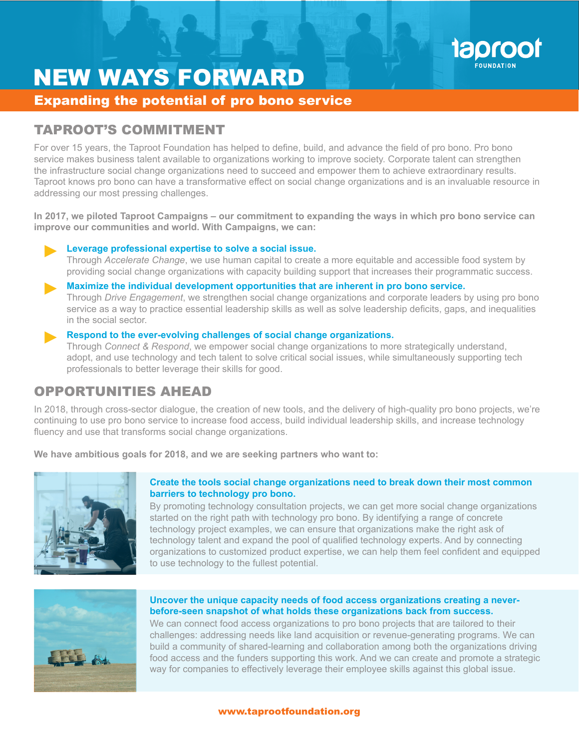# NEW WAYS FORWARD

## Expanding the potential of pro bono service

taproot FOUNDATION

## TAPROOT'S COMMITMENT

For over 15 years, the Taproot Foundation has helped to define, build, and advance the field of pro bono. Pro bono service makes business talent available to organizations working to improve society. Corporate talent can strengthen the infrastructure social change organizations need to succeed and empower them to achieve extraordinary results. Taproot knows pro bono can have a transformative effect on social change organizations and is an invaluable resource in addressing our most pressing challenges.

**In 2017, we piloted Taproot Campaigns – our commitment to expanding the ways in which pro bono service can improve our communities and world. With Campaigns, we can:**

- **Leverage professional expertise to solve a social issue.**
  Through *Accelerate Change*, we use human capital to create a more equitable and accessible food system by providing social change organizations with capacity building support that increases their programmatic success.
- **Maximize the individual development opportunities that are inherent in pro bono service.**
  Through *Drive Engagement*, we strengthen social change organizations and corporate leaders by using pro bono service as a way to practice essential leadership skills as well as solve leadership deficits, gaps, and inequalities in the social sector.
- **Respond to the ever-evolving challenges of social change organizations.**
  Through *Connect & Respond*, we empower social change organizations to more strategically understand, adopt, and use technology and tech talent to solve critical social issues, while simultaneously supporting tech professionals to better leverage their skills for good.

## OPPORTUNITIES AHEAD

In 2018, through cross-sector dialogue, the creation of new tools, and the delivery of high-quality pro bono projects, we're continuing to use pro bono service to increase food access, build individual leadership skills, and increase technology fluency and use that transforms social change organizations.

**We have ambitious goals for 2018, and we are seeking partners who want to:**

**Create the tools social change organizations need to break down their most common barriers to technology pro bono.**
By promoting technology consultation projects, we can get more social change organizations started on the right path with technology pro bono. By identifying a range of concrete technology project examples, we can ensure that organizations make the right ask of technology talent and expand the pool of qualified technology experts. And by connecting organizations to customized product expertise, we can help them feel confident and equipped to use technology to the fullest potential.

**Uncover the unique capacity needs of food access organizations creating a never-before-seen snapshot of what holds these organizations back from success.**
We can connect food access organizations to pro bono projects that are tailored to their challenges: addressing needs like land acquisition or revenue-generating programs. We can build a community of shared-learning and collaboration among both the organizations driving food access and the funders supporting this work. And we can create and promote a strategic way for companies to effectively leverage their employee skills against this global issue.

www.taprootfoundation.org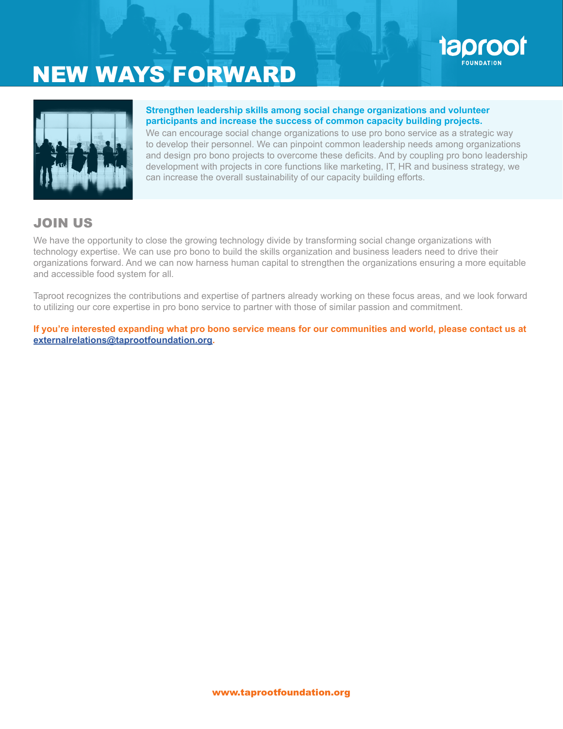# NEW WAYS FORWARD

**Strengthen leadership skills among social change organizations and volunteer participants and increase the success of common capacity building projects.**

We can encourage social change organizations to use pro bono service as a strategic way to develop their personnel. We can pinpoint common leadership needs among organizations and design pro bono projects to overcome these deficits. And by coupling pro bono leadership development with projects in core functions like marketing, IT, HR and business strategy, we can increase the overall sustainability of our capacity building efforts.

## JOIN US

We have the opportunity to close the growing technology divide by transforming social change organizations with technology expertise. We can use pro bono to build the skills organization and business leaders need to drive their organizations forward. And we can now harness human capital to strengthen the organizations ensuring a more equitable and accessible food system for all.

Taproot recognizes the contributions and expertise of partners already working on these focus areas, and we look forward to utilizing our core expertise in pro bono service to partner with those of similar passion and commitment.

**If you're interested expanding what pro bono service means for our communities and world, please contact us at externalrelations@taprootfoundation.org.**

www.taprootfoundation.org